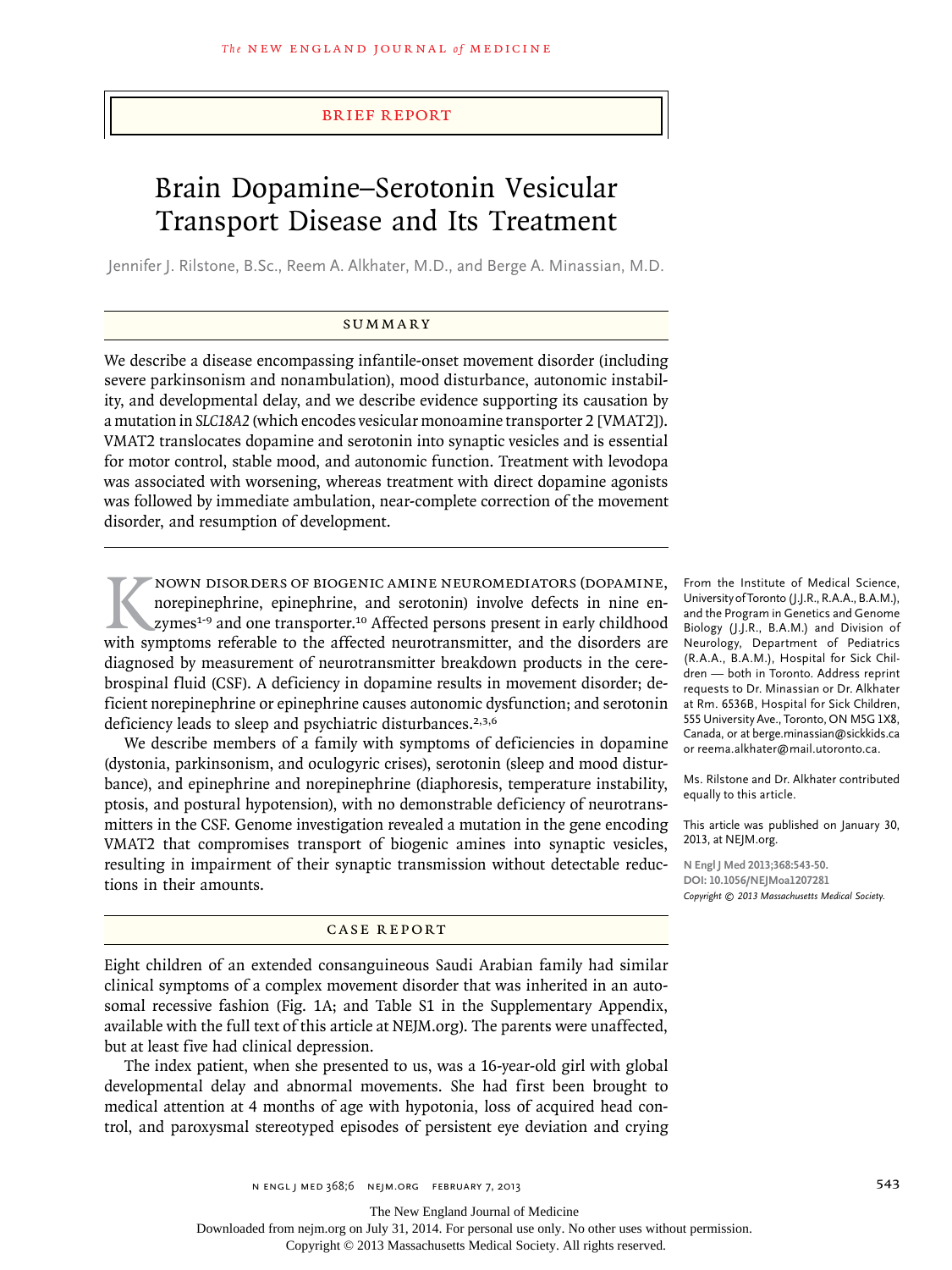BRIEF REPORT

# Brain Dopamine–Serotonin Vesicular Transport Disease and Its Treatment

Jennifer J. Rilstone, B.Sc., Reem A. Alkhater, M.D., and Berge A. Minassian, M.D.

## SUMMARY

We describe a disease encompassing infantile-onset movement disorder (including severe parkinsonism and nonambulation), mood disturbance, autonomic instability, and developmental delay, and we describe evidence supporting its causation by a mutation in *SLC18A2* (which encodes vesicular monoamine transporter 2 [VMAT2]). VMAT2 translocates dopamine and serotonin into synaptic vesicles and is essential for motor control, stable mood, and autonomic function. Treatment with levodopa was associated with worsening, whereas treatment with direct dopamine agonists was followed by immediate ambulation, near-complete correction of the movement disorder, and resumption of development.

Known disorders of biogenic amine neuromediators (dopamine, norepinephrine, epinephrine, and serotonin) involve defects in nine enzymes[1-9] and one transporter.[10] Affected persons present in early childhood with symptoms referable to the affected neurotransmitter, and the disorders are diagnosed by measurement of neurotransmitter breakdown products in the cerebrospinal fluid (CSF). A deficiency in dopamine results in movement disorder; deficient norepinephrine or epinephrine causes autonomic dysfunction; and serotonin deficiency leads to sleep and psychiatric disturbances.[2,3,6]

We describe members of a family with symptoms of deficiencies in dopamine (dystonia, parkinsonism, and oculogyric crises), serotonin (sleep and mood disturbance), and epinephrine and norepinephrine (diaphoresis, temperature instability, ptosis, and postural hypotension), with no demonstrable deficiency of neurotransmitters in the CSF. Genome investigation revealed a mutation in the gene encoding VMAT2 that compromises transport of biogenic amines into synaptic vesicles, resulting in impairment of their synaptic transmission without detectable reductions in their amounts.

From the Institute of Medical Science, University of Toronto (J.J.R., R.A.A., B.A.M.), and the Program in Genetics and Genome Biology (J.J.R., B.A.M.) and Division of Neurology, Department of Pediatrics (R.A.A., B.A.M.), Hospital for Sick Children — both in Toronto. Address reprint requests to Dr. Minassian or Dr. Alkhater at Rm. 6536B, Hospital for Sick Children, 555 University Ave., Toronto, ON M5G 1X8, Canada, or at berge.minassian@sickkids.ca or reema.alkhater@mail.utoronto.ca.

Ms. Rilstone and Dr. Alkhater contributed equally to this article.

This article was published on January 30, 2013, at NEJM.org.

N Engl J Med 2013;368:543-50.
DOI: 10.1056/NEJMoa1207281
Copyright © 2013 Massachusetts Medical Society.

## CASE REPORT

Eight children of an extended consanguineous Saudi Arabian family had similar clinical symptoms of a complex movement disorder that was inherited in an autosomal recessive fashion (Fig. 1A; and Table S1 in the Supplementary Appendix, available with the full text of this article at NEJM.org). The parents were unaffected, but at least five had clinical depression.

The index patient, when she presented to us, was a 16-year-old girl with global developmental delay and abnormal movements. She had first been brought to medical attention at 4 months of age with hypotonia, loss of acquired head control, and paroxysmal stereotyped episodes of persistent eye deviation and crying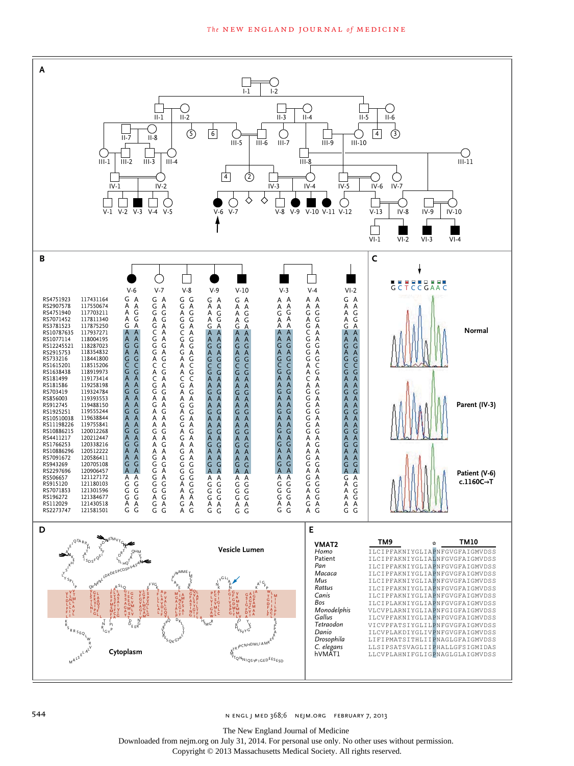**A**

**B**

| SNP | Position | V-6 | V-7 | V-8 | V-9 | V-10 | V-3 | V-4 | VI-2 |
|---|---|---|---|---|---|---|---|---|---|
| RS4751923 | 117431164 | G A | G A | G G | G A | G A | A A | A A | G A |
| RS2907578 | 117550674 | A A | G A | G A | A A | A A | A A | A A | A A |
| RS4751940 | 117703211 | A G | G G | A G | A G | A G | G G | G G | A G |
| RS7071452 | 117811340 | A G | A G | G G | A G | A G | A A | A G | A G |
| RS3781523 | 117875250 | G A | G A | G A | G A | G A | A A | G A | G A |
| RS10787635 | 117937271 | A A | C A | C A | A A | A A | A A | C A | A A |
| RS1077114 | 118004195 | A A | G A | G G | A A | A A | A A | G A | A A |
| RS12245521 | 118287023 | G G | G G | A G | G G | G G | G G | G G | G G |
| RS2915753 | 118354832 | A A | G A | G A | A A | A A | A A | G A | A A |
| RS733216 | 118441800 | G G | A G | A G | G G | G G | G G | G G | G G |
| RS1615201 | 118515206 | C C | C C | A C | C C | C C | C C | A C | C C |
| RS1638438 | 118919973 | G G | A G | A G | G G | G G | G G | A G | G G |
| RS181499 | 119173414 | A A | C A | C C | A A | A A | A A | C A | A A |
| RS181586 | 119258198 | A A | G A | G A | A A | A A | A A | A A | A A |
| RS703419 | 119324784 | G G | G G | A G | G G | G G | G G | G G | G G |
| RS856003 | 119393553 | A A | A A | A A | A A | A A | A A | G A | A A |
| RS912745 | 119488150 | A A | G A | G G | A A | A A | A A | G A | A A |
| RS1925251 | 119555244 | G G | A G | A G | G G | G G | G G | G G | G G |
| RS10510038 | 119638844 | A A | A A | G A | A A | A A | A A | G A | A A |
| RS11198226 | 119755841 | A A | A A | G A | A A | A A | A A | G A | A A |
| RS10886215 | 120012268 | G G | G G | A G | G G | G G | G G | G G | G G |
| RS4411217 | 120212447 | A A | A A | G A | A A | A A | A A | A A | A A |
| RS1766253 | 120338216 | G G | A G | A G | G G | G G | G G | A G | G G |
| RS10886296 | 120512222 | A A | A A | G A | A A | A A | A A | G A | A A |
| RS7091672 | 120586411 | A A | G A | G A | A A | A A | A A | A A | A A |
| RS943269 | 120705108 | G G | G G | G G | G G | G G | G G | G G | G G |
| RS2297696 | 120906457 | A A | G A | G G | A A | A A | A A | A A | A A |
| RS506657 | 121127172 | A A | G A | G G | A A | A A | A A | G A | G A |
| RS915120 | 121180103 | G G | G G | A G | G G | G G | G G | G G | A G |
| RS7071853 | 121301596 | G G | G G | A G | G G | G G | G G | A G | A G |
| RS196272 | 121384677 | G G | A G | A A | G G | G G | G G | A G | A G |
| RS112029 | 121430518 | A A | G A | G A | A A | A A | A A | G A | A A |
| RS2273747 | 121581501 | G G | G G | A G | G G | G G | G G | A G | G G |

**C**

G C T C C G A A C

Normal

Parent (IV-3)

Patient (V-6) c.1160C→T

**D**

Vesicle Lumen

Cytoplasm

**E**

| | TM9 … TM10 |
|---|---|
| VMAT2 *Homo* | ILCIPFAKNIYGLIAPNFGVGFAIGMVDSS |
| Patient | ILCIPFAKNIYGLIALNFGVGFAIGMVDSS |
| *Pan* | ILCIPFAKNIYGLIAPNFGVGFAIGMVDSS |
| *Macaca* | ILCIPFAKNIYGLIAPNFGVGFAIGMVDSS |
| *Mus* | ILCIPFAKNIYGLIAPNFGVGFAIGMVDSS |
| *Rattus* | ILCIPFAKNIYGLIAPNFGVGFAIGMVDSS |
| *Canis* | ILCIPFAKNIYGLIAPNFGVGFAIGMVDSS |
| *Bos* | ILCIPLAKNIYGLIAPNFGVGFAIGMVDSS |
| *Monodelphis* | VLCVPLARNIYGLIAPNFGIGFAIGMVDSS |
| *Gallus* | ILCVPFAKNIYGLIAPNFGVGFAIGMVDSS |
| *Tetraodon* | VICVPFATSIYGLILPNFGVGFAIGMVDSS |
| *Danio* | ILCVPLAKDIYGLIVPNFGVGFAIGMVDSS |
| *Drosophila* | LIFIPMATSITHLIIPNAGLGFAIGMVDSS |
| *C. elegans* | LLSIPSATSVAGLIIPHALLGFSIGMIDAS |
| hVMAT1 | LLCVPLAHNIFGLIGPNAGLGLAIGMVDSS |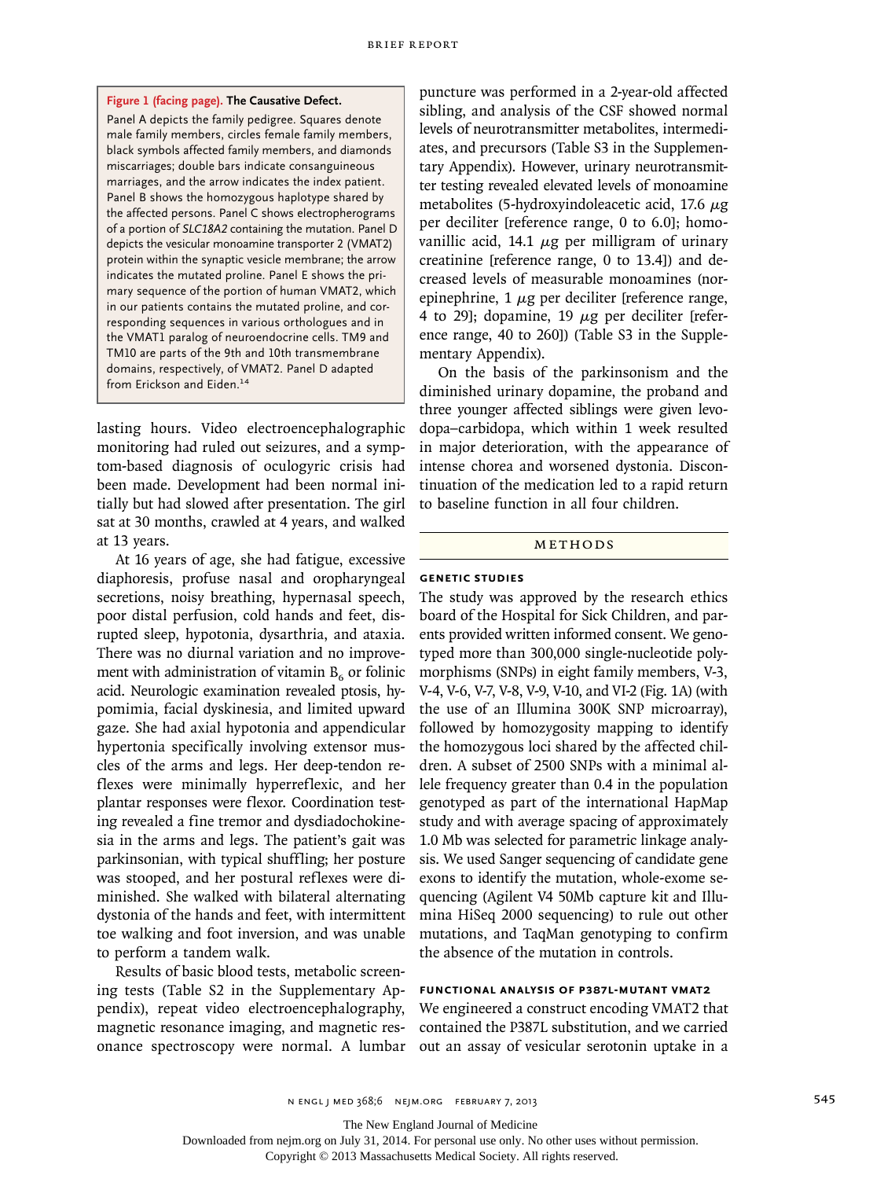**Figure 1 (facing page). The Causative Defect.**

Panel A depicts the family pedigree. Squares denote male family members, circles female family members, black symbols affected family members, and diamonds miscarriages; double bars indicate consanguineous marriages, and the arrow indicates the index patient. Panel B shows the homozygous haplotype shared by the affected persons. Panel C shows electropherograms of a portion of *SLC18A2* containing the mutation. Panel D depicts the vesicular monoamine transporter 2 (VMAT2) protein within the synaptic vesicle membrane; the arrow indicates the mutated proline. Panel E shows the primary sequence of the portion of human VMAT2, which in our patients contains the mutated proline, and corresponding sequences in various orthologues and in the VMAT1 paralog of neuroendocrine cells. TM9 and TM10 are parts of the 9th and 10th transmembrane domains, respectively, of VMAT2. Panel D adapted from Erickson and Eiden.[14]

lasting hours. Video electroencephalographic monitoring had ruled out seizures, and a symptom-based diagnosis of oculogyric crisis had been made. Development had been normal initially but had slowed after presentation. The girl sat at 30 months, crawled at 4 years, and walked at 13 years.

At 16 years of age, she had fatigue, excessive diaphoresis, profuse nasal and oropharyngeal secretions, noisy breathing, hypernasal speech, poor distal perfusion, cold hands and feet, disrupted sleep, hypotonia, dysarthria, and ataxia. There was no diurnal variation and no improvement with administration of vitamin $B_6$ or folinic acid. Neurologic examination revealed ptosis, hypomimia, facial dyskinesia, and limited upward gaze. She had axial hypotonia and appendicular hypertonia specifically involving extensor muscles of the arms and legs. Her deep-tendon reflexes were minimally hyperreflexic, and her plantar responses were flexor. Coordination testing revealed a fine tremor and dysdiadochokinesia in the arms and legs. The patient's gait was parkinsonian, with typical shuffling; her posture was stooped, and her postural reflexes were diminished. She walked with bilateral alternating dystonia of the hands and feet, with intermittent toe walking and foot inversion, and was unable to perform a tandem walk.

Results of basic blood tests, metabolic screening tests (Table S2 in the Supplementary Appendix), repeat video electroencephalography, magnetic resonance imaging, and magnetic resonance spectroscopy were normal. A lumbar puncture was performed in a 2-year-old affected sibling, and analysis of the CSF showed normal levels of neurotransmitter metabolites, intermediates, and precursors (Table S3 in the Supplementary Appendix). However, urinary neurotransmitter testing revealed elevated levels of monoamine metabolites (5-hydroxyindoleacetic acid, 17.6 μg per deciliter [reference range, 0 to 6.0]; homovanillic acid, 14.1 μg per milligram of urinary creatinine [reference range, 0 to 13.4]) and decreased levels of measurable monoamines (norepinephrine, 1 μg per deciliter [reference range, 4 to 29]; dopamine, 19 μg per deciliter [reference range, 40 to 260]) (Table S3 in the Supplementary Appendix).

On the basis of the parkinsonism and the diminished urinary dopamine, the proband and three younger affected siblings were given levodopa–carbidopa, which within 1 week resulted in major deterioration, with the appearance of intense chorea and worsened dystonia. Discontinuation of the medication led to a rapid return to baseline function in all four children.

## METHODS

### GENETIC STUDIES

The study was approved by the research ethics board of the Hospital for Sick Children, and parents provided written informed consent. We genotyped more than 300,000 single-nucleotide polymorphisms (SNPs) in eight family members, V-3, V-4, V-6, V-7, V-8, V-9, V-10, and VI-2 (Fig. 1A) (with the use of an Illumina 300K SNP microarray), followed by homozygosity mapping to identify the homozygous loci shared by the affected children. A subset of 2500 SNPs with a minimal allele frequency greater than 0.4 in the population genotyped as part of the international HapMap study and with average spacing of approximately 1.0 Mb was selected for parametric linkage analysis. We used Sanger sequencing of candidate gene exons to identify the mutation, whole-exome sequencing (Agilent V4 50Mb capture kit and Illumina HiSeq 2000 sequencing) to rule out other mutations, and TaqMan genotyping to confirm the absence of the mutation in controls.

### FUNCTIONAL ANALYSIS OF P387L-MUTANT VMAT2

We engineered a construct encoding VMAT2 that contained the P387L substitution, and we carried out an assay of vesicular serotonin uptake in a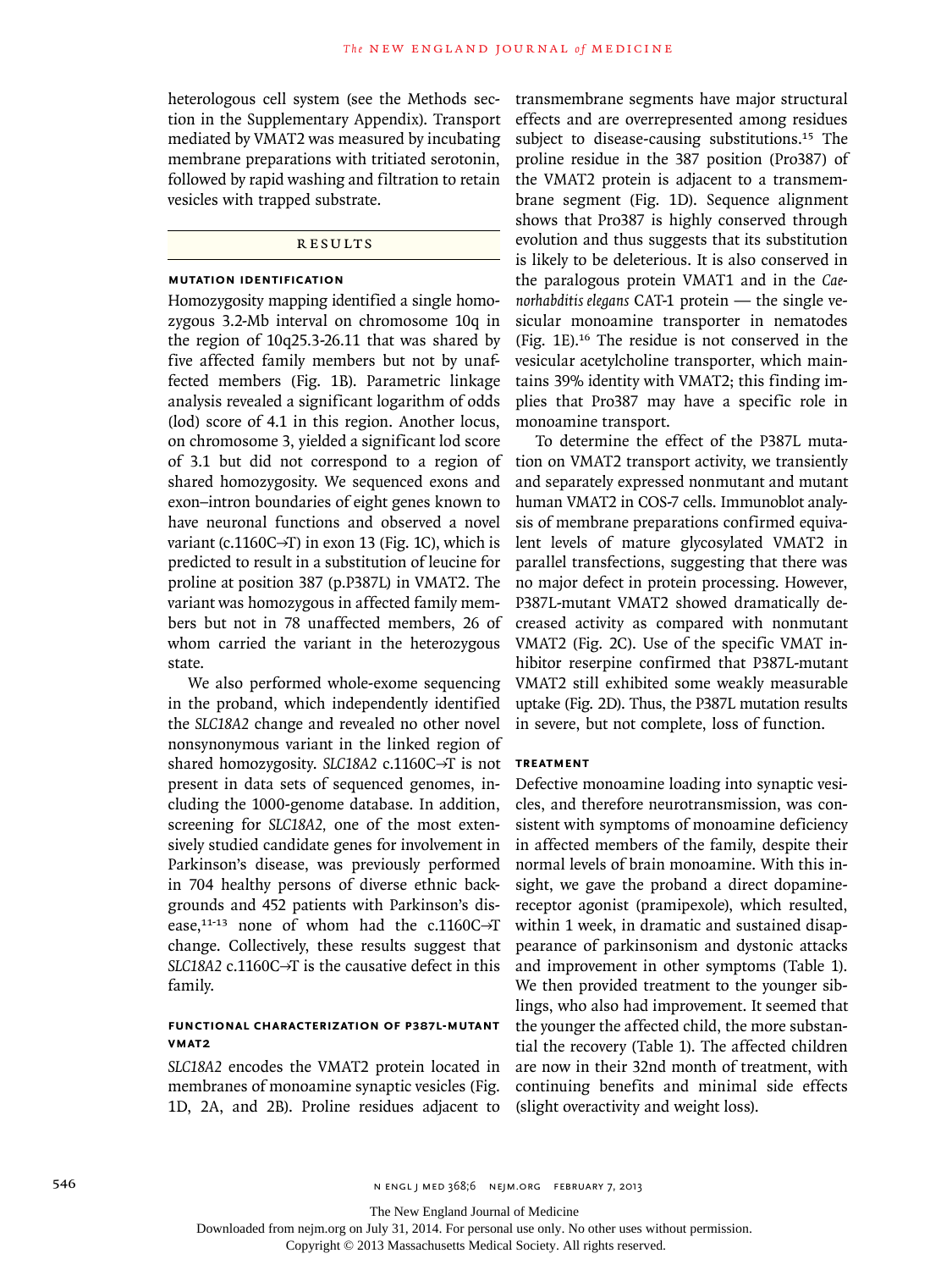heterologous cell system (see the Methods section in the Supplementary Appendix). Transport mediated by VMAT2 was measured by incubating membrane preparations with tritiated serotonin, followed by rapid washing and filtration to retain vesicles with trapped substrate.

## RESULTS

### MUTATION IDENTIFICATION

Homozygosity mapping identified a single homozygous 3.2-Mb interval on chromosome 10q in the region of 10q25.3-26.11 that was shared by five affected family members but not by unaffected members (Fig. 1B). Parametric linkage analysis revealed a significant logarithm of odds (lod) score of 4.1 in this region. Another locus, on chromosome 3, yielded a significant lod score of 3.1 but did not correspond to a region of shared homozygosity. We sequenced exons and exon–intron boundaries of eight genes known to have neuronal functions and observed a novel variant (c.1160C→T) in exon 13 (Fig. 1C), which is predicted to result in a substitution of leucine for proline at position 387 (p.P387L) in VMAT2. The variant was homozygous in affected family members but not in 78 unaffected members, 26 of whom carried the variant in the heterozygous state.

We also performed whole-exome sequencing in the proband, which independently identified the *SLC18A2* change and revealed no other novel nonsynonymous variant in the linked region of shared homozygosity. *SLC18A2* c.1160C→T is not present in data sets of sequenced genomes, including the 1000-genome database. In addition, screening for *SLC18A2*, one of the most extensively studied candidate genes for involvement in Parkinson's disease, was previously performed in 704 healthy persons of diverse ethnic backgrounds and 452 patients with Parkinson's disease,[11-13] none of whom had the c.1160C→T change. Collectively, these results suggest that *SLC18A2* c.1160C→T is the causative defect in this family.

### FUNCTIONAL CHARACTERIZATION OF P387L-MUTANT VMAT2

*SLC18A2* encodes the VMAT2 protein located in membranes of monoamine synaptic vesicles (Fig. 1D, 2A, and 2B). Proline residues adjacent to transmembrane segments have major structural effects and are overrepresented among residues subject to disease-causing substitutions.[15] The proline residue in the 387 position (Pro387) of the VMAT2 protein is adjacent to a transmembrane segment (Fig. 1D). Sequence alignment shows that Pro387 is highly conserved through evolution and thus suggests that its substitution is likely to be deleterious. It is also conserved in the paralogous protein VMAT1 and in the *Caenorhabditis elegans* CAT-1 protein — the single vesicular monoamine transporter in nematodes (Fig. 1E).[16] The residue is not conserved in the vesicular acetylcholine transporter, which maintains 39% identity with VMAT2; this finding implies that Pro387 may have a specific role in monoamine transport.

To determine the effect of the P387L mutation on VMAT2 transport activity, we transiently and separately expressed nonmutant and mutant human VMAT2 in COS-7 cells. Immunoblot analysis of membrane preparations confirmed equivalent levels of mature glycosylated VMAT2 in parallel transfections, suggesting that there was no major defect in protein processing. However, P387L-mutant VMAT2 showed dramatically decreased activity as compared with nonmutant VMAT2 (Fig. 2C). Use of the specific VMAT inhibitor reserpine confirmed that P387L-mutant VMAT2 still exhibited some weakly measurable uptake (Fig. 2D). Thus, the P387L mutation results in severe, but not complete, loss of function.

### TREATMENT

Defective monoamine loading into synaptic vesicles, and therefore neurotransmission, was consistent with symptoms of monoamine deficiency in affected members of the family, despite their normal levels of brain monoamine. With this insight, we gave the proband a direct dopamine-receptor agonist (pramipexole), which resulted, within 1 week, in dramatic and sustained disappearance of parkinsonism and dystonic attacks and improvement in other symptoms (Table 1). We then provided treatment to the younger siblings, who also had improvement. It seemed that the younger the affected child, the more substantial the recovery (Table 1). The affected children are now in their 32nd month of treatment, with continuing benefits and minimal side effects (slight overactivity and weight loss).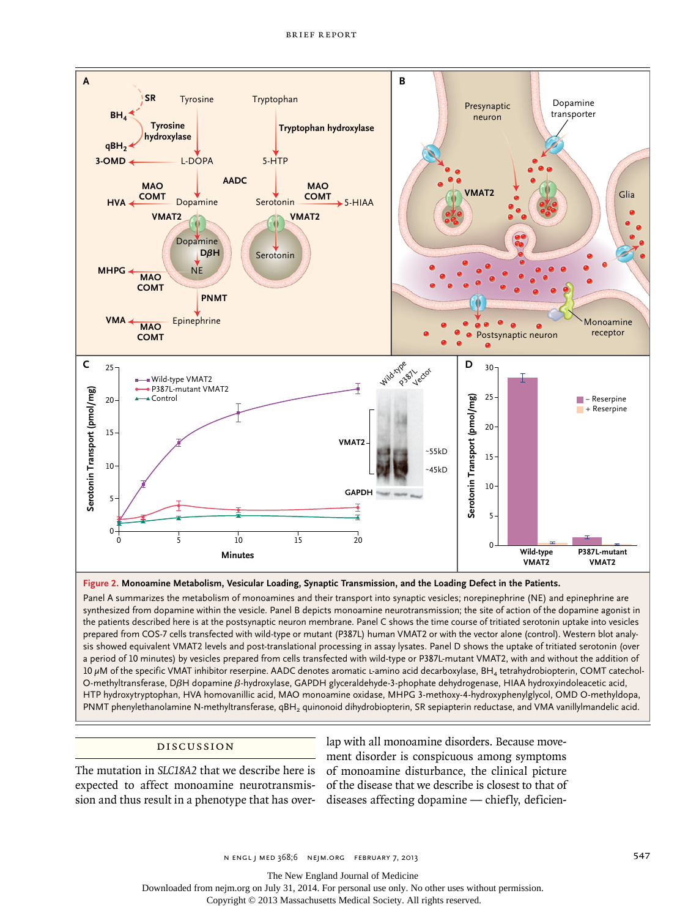**Figure 2. Monoamine Metabolism, Vesicular Loading, Synaptic Transmission, and the Loading Defect in the Patients.**

Panel A summarizes the metabolism of monoamines and their transport into synaptic vesicles; norepinephrine (NE) and epinephrine are synthesized from dopamine within the vesicle. Panel B depicts monoamine neurotransmission; the site of action of the dopamine agonist in the patients described here is at the postsynaptic neuron membrane. Panel C shows the time course of tritiated serotonin uptake into vesicles prepared from COS-7 cells transfected with wild-type or mutant (P387L) human VMAT2 or with the vector alone (control). Western blot analysis showed equivalent VMAT2 levels and post-translational processing in assay lysates. Panel D shows the uptake of tritiated serotonin (over a period of 10 minutes) by vesicles prepared from cells transfected with wild-type or P387L-mutant VMAT2, with and without the addition of 10 μM of the specific VMAT inhibitor reserpine. AADC denotes aromatic L-amino acid decarboxylase, $BH_4$ tetrahydrobiopterin, COMT catechol-O-methyltransferase, DβH dopamine β-hydroxylase, GAPDH glyceraldehyde-3-phophate dehydrogenase, HIAA hydroxyindoleacetic acid, HTP hydroxytryptophan, HVA homovanillic acid, MAO monoamine oxidase, MHPG 3-methoxy-4-hydroxyphenylglycol, OMD O-methyldopa, PNMT phenylethanolamine N-methyltransferase, $qBH_2$ quinonoid dihydrobiopterin, SR sepiapterin reductase, and VMA vanillylmandelic acid.

## DISCUSSION

The mutation in *SLC18A2* that we describe here is expected to affect monoamine neurotransmission and thus result in a phenotype that has overlap with all monoamine disorders. Because movement disorder is conspicuous among symptoms of monoamine disturbance, the clinical picture of the disease that we describe is closest to that of diseases affecting dopamine — chiefly, deficien-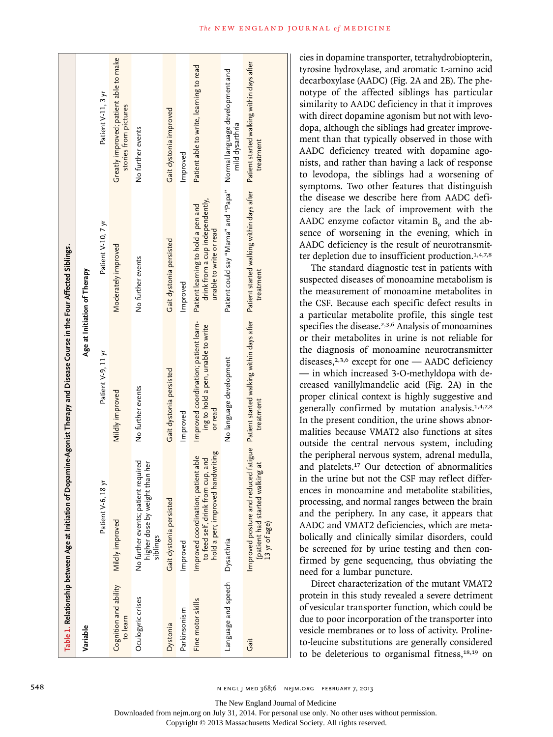**Table 1. Relationship between Age at Initiation of Dopamine-Agonist Therapy and Disease Course in the Four Affected Siblings.**

| Variable | Age at Initiation of Therapy | | | |
|---|---|---|---|---|
| | Patient V-6, 18 yr | Patient V-9, 11 yr | Patient V-10, 7 yr | Patient V-11, 3 yr |
| Cognition and ability to learn | Mildly improved | Mildly improved | Moderately improved | Greatly improved; patient able to make stories from pictures |
| Oculogyric crises | No further events; patient required higher dose by weight than her siblings | No further events | No further events | No further events |
| Dystonia | Gait dystonia persisted | Gait dystonia persisted | Gait dystonia persisted | Gait dystonia improved |
| Parkinsonism | Improved | Improved | Improved | Improved |
| Fine motor skills | Improved coordination; patient able to feed self, drink from cup, and hold a pen; improved handwriting | Improved coordination; patient learning to hold a pen, unable to write or read | Patient learning to hold a pen and drink from a cup independently, unable to write or read | Patient able to write, learning to read |
| Language and speech | Dysarthria | No language development | Patient could say "Mama" and "Papa" | Normal language development and mild dysarthria |
| Gait | Improved posture and reduced fatigue (patient had started walking at 13 yr of age) | Patient started walking within days after treatment | Patient started walking within days after treatment | Patient started walking within days after treatment |

cies in dopamine transporter, tetrahydrobiopterin, tyrosine hydroxylase, and aromatic L-amino acid decarboxylase (AADC) (Fig. 2A and 2B). The phenotype of the affected siblings has particular similarity to AADC deficiency in that it improves with direct dopamine agonism but not with levodopa, although the siblings had greater improvement than that typically observed in those with AADC deficiency treated with dopamine agonists, and rather than having a lack of response to levodopa, the siblings had a worsening of symptoms. Two other features that distinguish the disease we describe here from AADC deficiency are the lack of improvement with the AADC enzyme cofactor vitamin $B_6$ and the absence of worsening in the evening, which in AADC deficiency is the result of neurotransmitter depletion due to insufficient production.[1,4,7,8]

The standard diagnostic test in patients with suspected diseases of monoamine metabolism is the measurement of monoamine metabolites in the CSF. Because each specific defect results in a particular metabolite profile, this single test specifies the disease.[2,3,6] Analysis of monoamines or their metabolites in urine is not reliable for the diagnosis of monoamine neurotransmitter diseases,[2,3,6] except for one — AADC deficiency — in which increased 3-O-methyldopa with decreased vanillylmandelic acid (Fig. 2A) in the proper clinical context is highly suggestive and generally confirmed by mutation analysis.[1,4,7,8] In the present condition, the urine shows abnormalities because VMAT2 also functions at sites outside the central nervous system, including the peripheral nervous system, adrenal medulla, and platelets.[17] Our detection of abnormalities in the urine but not the CSF may reflect differences in monoamine and metabolite stabilities, processing, and normal ranges between the brain and the periphery. In any case, it appears that AADC and VMAT2 deficiencies, which are metabolically and clinically similar disorders, could be screened for by urine testing and then confirmed by gene sequencing, thus obviating the need for a lumbar puncture.

Direct characterization of the mutant VMAT2 protein in this study revealed a severe detriment of vesicular transporter function, which could be due to poor incorporation of the transporter into vesicle membranes or to loss of activity. Proline-to-leucine substitutions are generally considered to be deleterious to organismal fitness,[18,19] on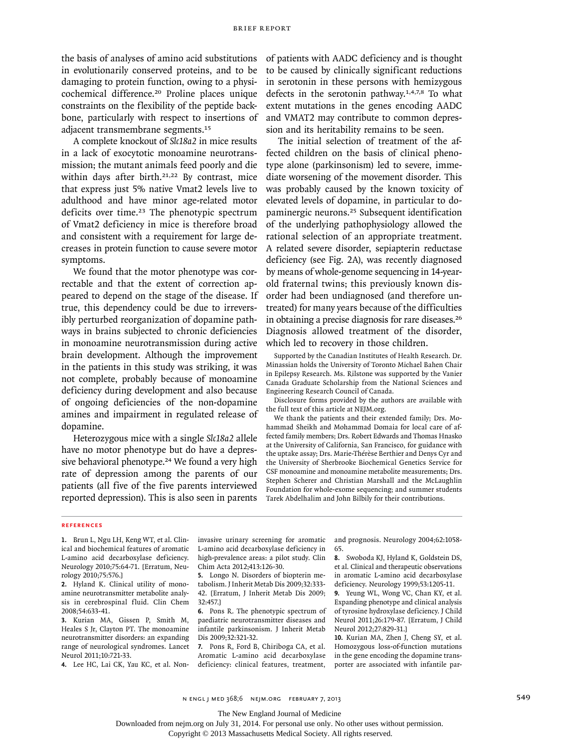the basis of analyses of amino acid substitutions in evolutionarily conserved proteins, and to be damaging to protein function, owing to a physicochemical difference.[20] Proline places unique constraints on the flexibility of the peptide backbone, particularly with respect to insertions of adjacent transmembrane segments.[15]

A complete knockout of *Slc18a2* in mice results in a lack of exocytotic monoamine neurotransmission; the mutant animals feed poorly and die within days after birth.[21,22] By contrast, mice that express just 5% native Vmat2 levels live to adulthood and have minor age-related motor deficits over time.[23] The phenotypic spectrum of Vmat2 deficiency in mice is therefore broad and consistent with a requirement for large decreases in protein function to cause severe motor symptoms.

We found that the motor phenotype was correctable and that the extent of correction appeared to depend on the stage of the disease. If true, this dependency could be due to irreversibly perturbed reorganization of dopamine pathways in brains subjected to chronic deficiencies in monoamine neurotransmission during active brain development. Although the improvement in the patients in this study was striking, it was not complete, probably because of monoamine deficiency during development and also because of ongoing deficiencies of the non-dopamine amines and impairment in regulated release of dopamine.

Heterozygous mice with a single *Slc18a2* allele have no motor phenotype but do have a depressive behavioral phenotype.[24] We found a very high rate of depression among the parents of our patients (all five of the five parents interviewed reported depression). This is also seen in parents of patients with AADC deficiency and is thought to be caused by clinically significant reductions in serotonin in these persons with hemizygous defects in the serotonin pathway.[1,4,7,8] To what extent mutations in the genes encoding AADC and VMAT2 may contribute to common depression and its heritability remains to be seen.

The initial selection of treatment of the affected children on the basis of clinical phenotype alone (parkinsonism) led to severe, immediate worsening of the movement disorder. This was probably caused by the known toxicity of elevated levels of dopamine, in particular to dopaminergic neurons.[25] Subsequent identification of the underlying pathophysiology allowed the rational selection of an appropriate treatment. A related severe disorder, sepiapterin reductase deficiency (see Fig. 2A), was recently diagnosed by means of whole-genome sequencing in 14-year-old fraternal twins; this previously known disorder had been undiagnosed (and therefore untreated) for many years because of the difficulties in obtaining a precise diagnosis for rare diseases.[26] Diagnosis allowed treatment of the disorder, which led to recovery in those children.

Supported by the Canadian Institutes of Health Research. Dr. Minassian holds the University of Toronto Michael Bahen Chair in Epilepsy Research. Ms. Rilstone was supported by the Vanier Canada Graduate Scholarship from the National Sciences and Engineering Research Council of Canada.

Disclosure forms provided by the authors are available with the full text of this article at NEJM.org.

We thank the patients and their extended family; Drs. Mohammad Sheikh and Mohammad Domaia for local care of affected family members; Drs. Robert Edwards and Thomas Hnasko at the University of California, San Francisco, for guidance with the uptake assay; Drs. Marie-Thérèse Berthier and Denys Cyr and the University of Sherbrooke Biochemical Genetics Service for CSF monoamine and monoamine metabolite measurements; Drs. Stephen Scherer and Christian Marshall and the McLaughlin Foundation for whole-exome sequencing; and summer students Tarek Abdelhalim and John Bilbily for their contributions.

## References

1. Brun L, Ngu LH, Keng WT, et al. Clinical and biochemical features of aromatic L-amino acid decarboxylase deficiency. Neurology 2010;75:64-71. [Erratum, Neurology 2010;75:576.]
2. Hyland K. Clinical utility of monoamine neurotransmitter metabolite analysis in cerebrospinal fluid. Clin Chem 2008;54:633-41.
3. Kurian MA, Gissen P, Smith M, Heales S Jr, Clayton PT. The monoamine neurotransmitter disorders: an expanding range of neurological syndromes. Lancet Neurol 2011;10:721-33.
4. Lee HC, Lai CK, Yau KC, et al. Non-invasive urinary screening for aromatic L-amino acid decarboxylase deficiency in high-prevalence areas: a pilot study. Clin Chim Acta 2012;413:126-30.
5. Longo N. Disorders of biopterin metabolism. J Inherit Metab Dis 2009;32:333-42. [Erratum, J Inherit Metab Dis 2009; 32:457.]
6. Pons R. The phenotypic spectrum of paediatric neurotransmitter diseases and infantile parkinsonism. J Inherit Metab Dis 2009;32:321-32.
7. Pons R, Ford B, Chiriboga CA, et al. Aromatic L-amino acid decarboxylase deficiency: clinical features, treatment, and prognosis. Neurology 2004;62:1058-65.
8. Swoboda KJ, Hyland K, Goldstein DS, et al. Clinical and therapeutic observations in aromatic L-amino acid decarboxylase deficiency. Neurology 1999;53:1205-11.
9. Yeung WL, Wong VC, Chan KY, et al. Expanding phenotype and clinical analysis of tyrosine hydroxylase deficiency. J Child Neurol 2011;26:179-87. [Erratum, J Child Neurol 2012;27:829-31.]
10. Kurian MA, Zhen J, Cheng SY, et al. Homozygous loss-of-function mutations in the gene encoding the dopamine transporter are associated with infantile par-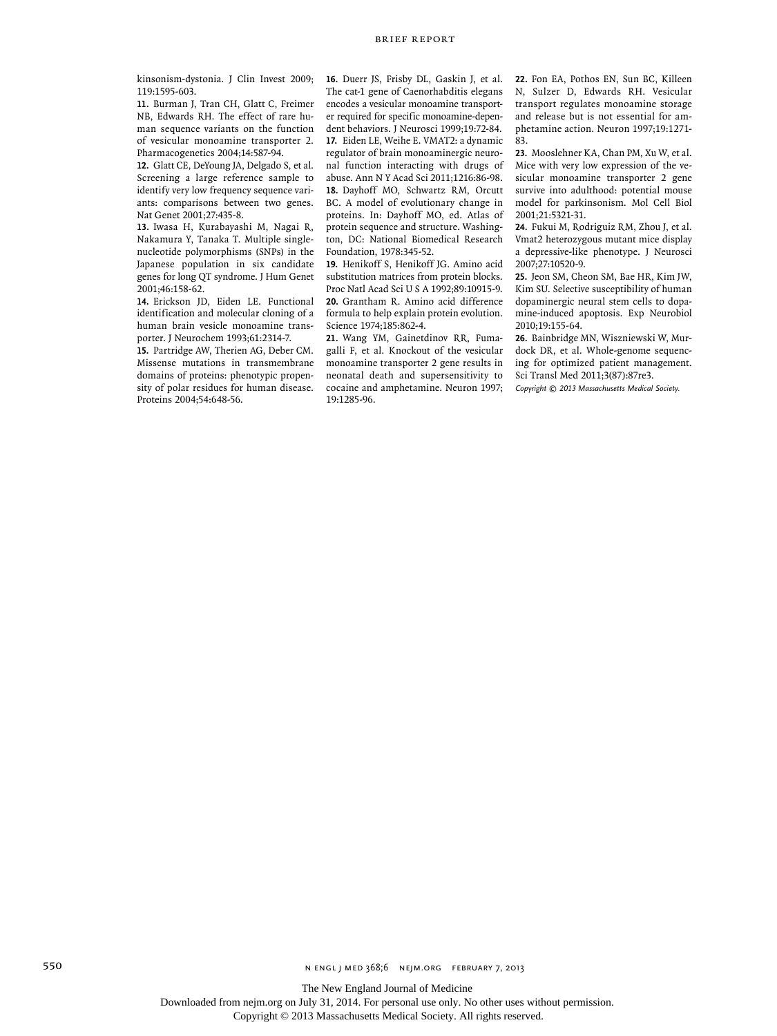kinsonism-dystonia. J Clin Invest 2009;119:1595-603.

**11.** Burman J, Tran CH, Glatt C, Freimer NB, Edwards RH. The effect of rare human sequence variants on the function of vesicular monoamine transporter 2. Pharmacogenetics 2004;14:587-94.

**12.** Glatt CE, DeYoung JA, Delgado S, et al. Screening a large reference sample to identify very low frequency sequence variants: comparisons between two genes. Nat Genet 2001;27:435-8.

**13.** Iwasa H, Kurabayashi M, Nagai R, Nakamura Y, Tanaka T. Multiple single-nucleotide polymorphisms (SNPs) in the Japanese population in six candidate genes for long QT syndrome. J Hum Genet 2001;46:158-62.

**14.** Erickson JD, Eiden LE. Functional identification and molecular cloning of a human brain vesicle monoamine transporter. J Neurochem 1993;61:2314-7.

**15.** Partridge AW, Therien AG, Deber CM. Missense mutations in transmembrane domains of proteins: phenotypic propensity of polar residues for human disease. Proteins 2004;54:648-56.

**16.** Duerr JS, Frisby DL, Gaskin J, et al. The cat-1 gene of Caenorhabditis elegans encodes a vesicular monoamine transporter required for specific monoamine-dependent behaviors. J Neurosci 1999;19:72-84.

**17.** Eiden LE, Weihe E. VMAT2: a dynamic regulator of brain monoaminergic neuronal function interacting with drugs of abuse. Ann N Y Acad Sci 2011;1216:86-98.

**18.** Dayhoff MO, Schwartz RM, Orcutt BC. A model of evolutionary change in proteins. In: Dayhoff MO, ed. Atlas of protein sequence and structure. Washington, DC: National Biomedical Research Foundation, 1978:345-52.

**19.** Henikoff S, Henikoff JG. Amino acid substitution matrices from protein blocks. Proc Natl Acad Sci U S A 1992;89:10915-9.

**20.** Grantham R. Amino acid difference formula to help explain protein evolution. Science 1974;185:862-4.

**21.** Wang YM, Gainetdinov RR, Fumagalli F, et al. Knockout of the vesicular monoamine transporter 2 gene results in neonatal death and supersensitivity to cocaine and amphetamine. Neuron 1997;19:1285-96.

**22.** Fon EA, Pothos EN, Sun BC, Killeen N, Sulzer D, Edwards RH. Vesicular transport regulates monoamine storage and release but is not essential for amphetamine action. Neuron 1997;19:1271-83.

**23.** Mooslehner KA, Chan PM, Xu W, et al. Mice with very low expression of the vesicular monoamine transporter 2 gene survive into adulthood: potential mouse model for parkinsonism. Mol Cell Biol 2001;21:5321-31.

**24.** Fukui M, Rodriguiz RM, Zhou J, et al. Vmat2 heterozygous mutant mice display a depressive-like phenotype. J Neurosci 2007;27:10520-9.

**25.** Jeon SM, Cheon SM, Bae HR, Kim JW, Kim SU. Selective susceptibility of human dopaminergic neural stem cells to dopamine-induced apoptosis. Exp Neurobiol 2010;19:155-64.

**26.** Bainbridge MN, Wiszniewski W, Murdock DR, et al. Whole-genome sequencing for optimized patient management. Sci Transl Med 2011;3(87):87re3.

*Copyright © 2013 Massachusetts Medical Society.*